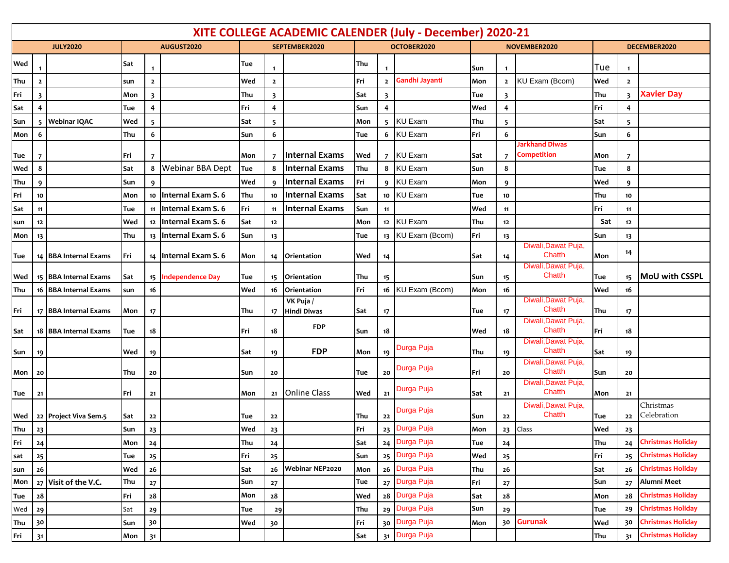# XITE COLLEGE ACADEMIC CALENDER (July - December) 2020-21

| JULY2020 | | | AUGUST2020 | | | SEPTEMBER2020 | | | OCTOBER2020 | | | NOVEMBER2020 | | | DECEMBER2020 | | |
|---|---|---|---|---|---|---|---|---|---|---|---|---|---|---|---|---|---|
| Wed | 1 | | Sat | 1 | | Tue | 1 | | Thu | 1 | | Sun | 1 | | Tue | 1 | |
| Thu | 2 | | sun | 2 | | Wed | 2 | | Fri | 2 | Gandhi Jayanti | Mon | 2 | KU Exam (Bcom) | Wed | 2 | |
| Fri | 3 | | Mon | 3 | | Thu | 3 | | Sat | 3 | | Tue | 3 | | Thu | 3 | Xavier Day |
| Sat | 4 | | Tue | 4 | | Fri | 4 | | Sun | 4 | | Wed | 4 | | Fri | 4 | |
| Sun | 5 | Webinar IQAC | Wed | 5 | | Sat | 5 | | Mon | 5 | KU Exam | Thu | 5 | | Sat | 5 | |
| Mon | 6 | | Thu | 6 | | Sun | 6 | | Tue | 6 | KU Exam | Fri | 6 | | Sun | 6 | |
| Tue | 7 | | Fri | 7 | | Mon | 7 | Internal Exams | Wed | 7 | KU Exam | Sat | 7 | Jarkhand Diwas Competition | Mon | 7 | |
| Wed | 8 | | Sat | 8 | Webinar BBA Dept | Tue | 8 | Internal Exams | Thu | 8 | KU Exam | Sun | 8 | | Tue | 8 | |
| Thu | 9 | | Sun | 9 | | Wed | 9 | Internal Exams | Fri | 9 | KU Exam | Mon | 9 | | Wed | 9 | |
| Fri | 10 | | Mon | 10 | Internal Exam S. 6 | Thu | 10 | Internal Exams | Sat | 10 | KU Exam | Tue | 10 | | Thu | 10 | |
| Sat | 11 | | Tue | 11 | Internal Exam S. 6 | Fri | 11 | Internal Exams | Sun | 11 | | Wed | 11 | | Fri | 11 | |
| sun | 12 | | Wed | 12 | Internal Exam S. 6 | Sat | 12 | | Mon | 12 | KU Exam | Thu | 12 | | Sat | 12 | |
| Mon | 13 | | Thu | 13 | Internal Exam S. 6 | Sun | 13 | | Tue | 13 | KU Exam (Bcom) | Fri | 13 | | Sun | 13 | |
| Tue | 14 | BBA Internal Exams | Fri | 14 | Internal Exam S. 6 | Mon | 14 | Orientation | Wed | 14 | | Sat | 14 | Diwali,Dawat Puja, Chatth | Mon | 14 | |
| Wed | 15 | BBA Internal Exams | Sat | 15 | Independence Day | Tue | 15 | Orientation | Thu | 15 | | Sun | 15 | Diwali,Dawat Puja, Chatth | Tue | 15 | MoU with CSSPL |
| Thu | 16 | BBA Internal Exams | sun | 16 | | Wed | 16 | Orientation | Fri | 16 | KU Exam (Bcom) | Mon | 16 | | Wed | 16 | |
| Fri | 17 | BBA Internal Exams | Mon | 17 | | Thu | 17 | VK Puja / Hindi Diwas | Sat | 17 | | Tue | 17 | Diwali,Dawat Puja, Chatth | Thu | 17 | |
| Sat | 18 | BBA Internal Exams | Tue | 18 | | Fri | 18 | FDP | Sun | 18 | | Wed | 18 | Diwali,Dawat Puja, Chatth | Fri | 18 | |
| Sun | 19 | | Wed | 19 | | Sat | 19 | FDP | Mon | 19 | Durga Puja | Thu | 19 | Diwali,Dawat Puja, Chatth | Sat | 19 | |
| Mon | 20 | | Thu | 20 | | Sun | 20 | | Tue | 20 | Durga Puja | Fri | 20 | Diwali,Dawat Puja, Chatth | Sun | 20 | |
| Tue | 21 | | Fri | 21 | | Mon | 21 | Online Class | Wed | 21 | Durga Puja | Sat | 21 | Diwali,Dawat Puja, Chatth | Mon | 21 | |
| Wed | 22 | Project Viva Sem.5 | Sat | 22 | | Tue | 22 | | Thu | 22 | Durga Puja | Sun | 22 | Diwali,Dawat Puja, Chatth | Tue | 22 | Christmas Celebration |
| Thu | 23 | | Sun | 23 | | Wed | 23 | | Fri | 23 | Durga Puja | Mon | 23 | Class | Wed | 23 | |
| Fri | 24 | | Mon | 24 | | Thu | 24 | | Sat | 24 | Durga Puja | Tue | 24 | | Thu | 24 | Christmas Holiday |
| sat | 25 | | Tue | 25 | | Fri | 25 | | Sun | 25 | Durga Puja | Wed | 25 | | Fri | 25 | Christmas Holiday |
| sun | 26 | | Wed | 26 | | Sat | 26 | Webinar NEP2020 | Mon | 26 | Durga Puja | Thu | 26 | | Sat | 26 | Christmas Holiday |
| Mon | 27 | Visit of the V.C. | Thu | 27 | | Sun | 27 | | Tue | 27 | Durga Puja | Fri | 27 | | Sun | 27 | Alumni Meet |
| Tue | 28 | | Fri | 28 | | Mon | 28 | | Wed | 28 | Durga Puja | Sat | 28 | | Mon | 28 | Christmas Holiday |
| Wed | 29 | | Sat | 29 | | Tue | 29 | | Thu | 29 | Durga Puja | Sun | 29 | | Tue | 29 | Christmas Holiday |
| Thu | 30 | | Sun | 30 | | Wed | 30 | | Fri | 30 | Durga Puja | Mon | 30 | Gurunak | Wed | 30 | Christmas Holiday |
| Fri | 31 | | Mon | 31 | | | | | Sat | 31 | Durga Puja | | | | Thu | 31 | Christmas Holiday |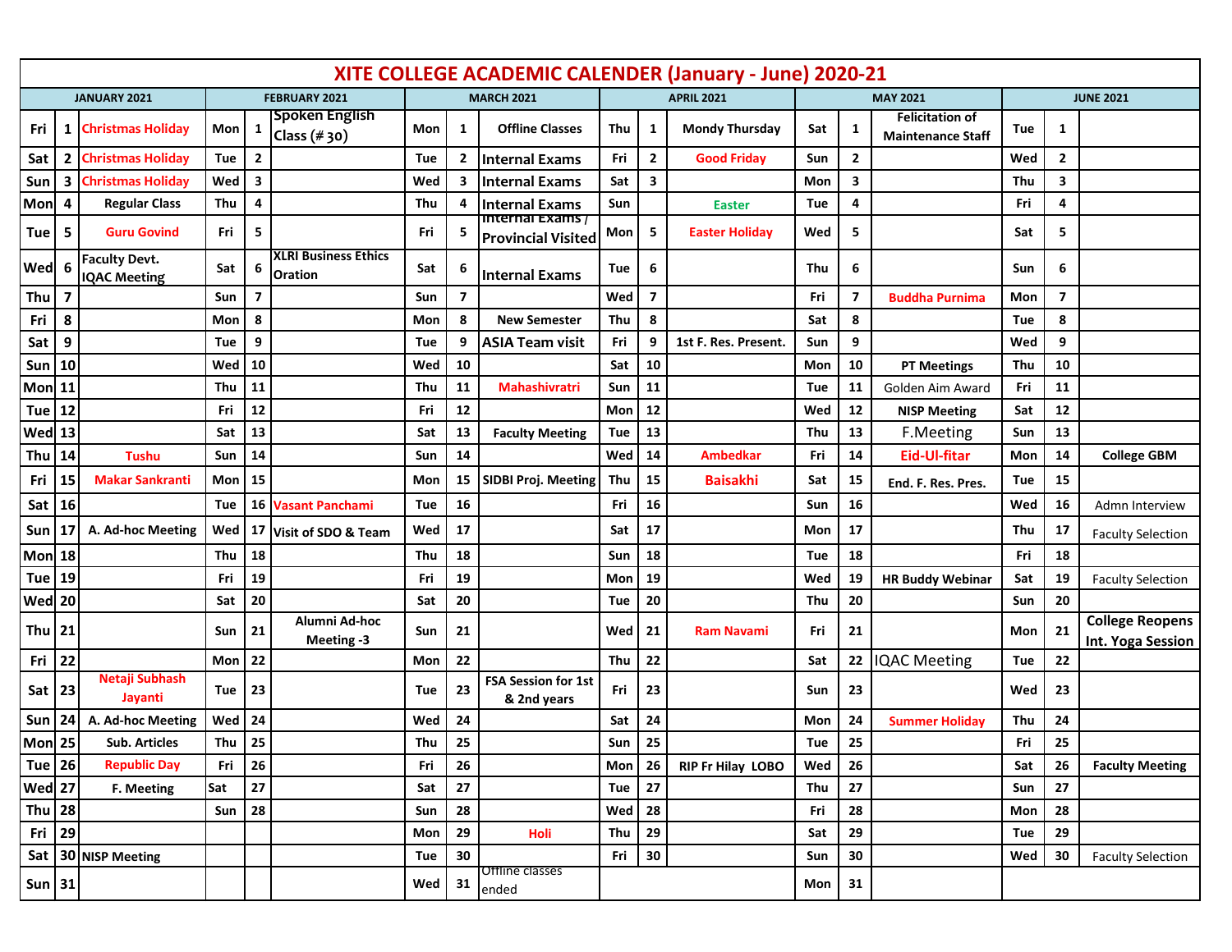# XITE COLLEGE ACADEMIC CALENDER (January - June) 2020-21

| JANUARY 2021 | | | FEBRUARY 2021 | | | MARCH 2021 | | | APRIL 2021 | | | MAY 2021 | | | JUNE 2021 | | |
|---|---|---|---|---|---|---|---|---|---|---|---|---|---|---|---|---|---|
| Fri | 1 | Christmas Holiday | Mon | 1 | Spoken English Class (# 30) | Mon | 1 | Offline Classes | Thu | 1 | Mondy Thursday | Sat | 1 | Felicitation of Maintenance Staff | Tue | 1 | |
| Sat | 2 | Christmas Holiday | Tue | 2 | | Tue | 2 | Internal Exams | Fri | 2 | Good Friday | Sun | 2 | | Wed | 2 | |
| Sun | 3 | Christmas Holiday | Wed | 3 | | Wed | 3 | Internal Exams | Sat | 3 | | Mon | 3 | | Thu | 3 | |
| Mon | 4 | Regular Class | Thu | 4 | | Thu | 4 | Internal Exams | Sun | | Easter | Tue | 4 | | Fri | 4 | |
| Tue | 5 | Guru Govind | Fri | 5 | | Fri | 5 | Internal Exams / Provincial Visited | Mon | 5 | Easter Holiday | Wed | 5 | | Sat | 5 | |
| Wed | 6 | Faculty Devt. IQAC Meeting | Sat | 6 | XLRI Business Ethics Oration | Sat | 6 | Internal Exams | Tue | 6 | | Thu | 6 | | Sun | 6 | |
| Thu | 7 | | Sun | 7 | | Sun | 7 | | Wed | 7 | | Fri | 7 | Buddha Purnima | Mon | 7 | |
| Fri | 8 | | Mon | 8 | | Mon | 8 | New Semester | Thu | 8 | | Sat | 8 | | Tue | 8 | |
| Sat | 9 | | Tue | 9 | | Tue | 9 | ASIA Team visit | Fri | 9 | 1st F. Res. Present. | Sun | 9 | | Wed | 9 | |
| Sun | 10 | | Wed | 10 | | Wed | 10 | | Sat | 10 | | Mon | 10 | PT Meetings | Thu | 10 | |
| Mon | 11 | | Thu | 11 | | Thu | 11 | Mahashivratri | Sun | 11 | | Tue | 11 | Golden Aim Award | Fri | 11 | |
| Tue | 12 | | Fri | 12 | | Fri | 12 | | Mon | 12 | | Wed | 12 | NISP Meeting | Sat | 12 | |
| Wed | 13 | | Sat | 13 | | Sat | 13 | Faculty Meeting | Tue | 13 | | Thu | 13 | F.Meeting | Sun | 13 | |
| Thu | 14 | Tushu | Sun | 14 | | Sun | 14 | | Wed | 14 | Ambedkar | Fri | 14 | Eid-Ul-fitar | Mon | 14 | College GBM |
| Fri | 15 | Makar Sankranti | Mon | 15 | | Mon | 15 | SIDBI Proj. Meeting | Thu | 15 | Baisakhi | Sat | 15 | End. F. Res. Pres. | Tue | 15 | |
| Sat | 16 | | Tue | 16 | Vasant Panchami | Tue | 16 | | Fri | 16 | | Sun | 16 | | Wed | 16 | Admn Interview |
| Sun | 17 | A. Ad-hoc Meeting | Wed | 17 | Visit of SDO & Team | Wed | 17 | | Sat | 17 | | Mon | 17 | | Thu | 17 | Faculty Selection |
| Mon | 18 | | Thu | 18 | | Thu | 18 | | Sun | 18 | | Tue | 18 | | Fri | 18 | |
| Tue | 19 | | Fri | 19 | | Fri | 19 | | Mon | 19 | | Wed | 19 | HR Buddy Webinar | Sat | 19 | Faculty Selection |
| Wed | 20 | | Sat | 20 | | Sat | 20 | | Tue | 20 | | Thu | 20 | | Sun | 20 | |
| Thu | 21 | | Sun | 21 | Alumni Ad-hoc Meeting -3 | Sun | 21 | | Wed | 21 | Ram Navami | Fri | 21 | | Mon | 21 | College Reopens Int. Yoga Session |
| Fri | 22 | | Mon | 22 | | Mon | 22 | | Thu | 22 | | Sat | 22 | IQAC Meeting | Tue | 22 | |
| Sat | 23 | Netaji Subhash Jayanti | Tue | 23 | | Tue | 23 | FSA Session for 1st & 2nd years | Fri | 23 | | Sun | 23 | | Wed | 23 | |
| Sun | 24 | A. Ad-hoc Meeting | Wed | 24 | | Wed | 24 | | Sat | 24 | | Mon | 24 | Summer Holiday | Thu | 24 | |
| Mon | 25 | Sub. Articles | Thu | 25 | | Thu | 25 | | Sun | 25 | | Tue | 25 | | Fri | 25 | |
| Tue | 26 | Republic Day | Fri | 26 | | Fri | 26 | | Mon | 26 | RIP Fr Hilay LOBO | Wed | 26 | | Sat | 26 | Faculty Meeting |
| Wed | 27 | F. Meeting | Sat | 27 | | Sat | 27 | | Tue | 27 | | Thu | 27 | | Sun | 27 | |
| Thu | 28 | | Sun | 28 | | Sun | 28 | | Wed | 28 | | Fri | 28 | | Mon | 28 | |
| Fri | 29 | | | | | Mon | 29 | Holi | Thu | 29 | | Sat | 29 | | Tue | 29 | |
| Sat | 30 | NISP Meeting | | | | Tue | 30 | | Fri | 30 | | Sun | 30 | | Wed | 30 | Faculty Selection |
| Sun | 31 | | | | | Wed | 31 | Offline classes ended | | | | Mon | 31 | | | | |